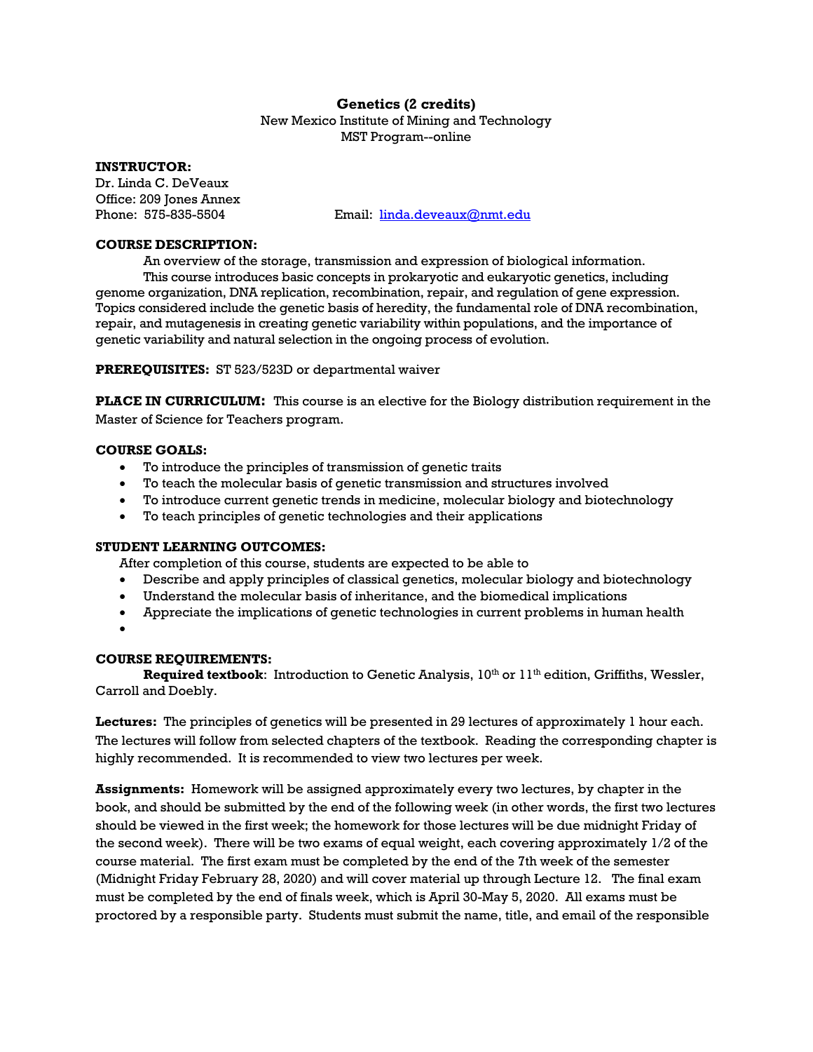# Genetics (2 credits)

New Mexico Institute of Mining and Technology
MST Program--online

**INSTRUCTOR:**
Dr. Linda C. DeVeaux
Office: 209 Jones Annex
Phone: 575-835-5504 Email: linda.deveaux@nmt.edu

**COURSE DESCRIPTION:**

An overview of the storage, transmission and expression of biological information.

This course introduces basic concepts in prokaryotic and eukaryotic genetics, including genome organization, DNA replication, recombination, repair, and regulation of gene expression. Topics considered include the genetic basis of heredity, the fundamental role of DNA recombination, repair, and mutagenesis in creating genetic variability within populations, and the importance of genetic variability and natural selection in the ongoing process of evolution.

**PREREQUISITES:** ST 523/523D or departmental waiver

**PLACE IN CURRICULUM:** This course is an elective for the Biology distribution requirement in the Master of Science for Teachers program.

**COURSE GOALS:**

- To introduce the principles of transmission of genetic traits
- To teach the molecular basis of genetic transmission and structures involved
- To introduce current genetic trends in medicine, molecular biology and biotechnology
- To teach principles of genetic technologies and their applications

**STUDENT LEARNING OUTCOMES:**

After completion of this course, students are expected to be able to

- Describe and apply principles of classical genetics, molecular biology and biotechnology
- Understand the molecular basis of inheritance, and the biomedical implications
- Appreciate the implications of genetic technologies in current problems in human health
- 

**COURSE REQUIREMENTS:**

**Required textbook**: Introduction to Genetic Analysis, 10th or 11th edition, Griffiths, Wessler, Carroll and Doebly.

**Lectures:** The principles of genetics will be presented in 29 lectures of approximately 1 hour each. The lectures will follow from selected chapters of the textbook. Reading the corresponding chapter is highly recommended. It is recommended to view two lectures per week.

**Assignments:** Homework will be assigned approximately every two lectures, by chapter in the book, and should be submitted by the end of the following week (in other words, the first two lectures should be viewed in the first week; the homework for those lectures will be due midnight Friday of the second week). There will be two exams of equal weight, each covering approximately 1/2 of the course material. The first exam must be completed by the end of the 7th week of the semester (Midnight Friday February 28, 2020) and will cover material up through Lecture 12. The final exam must be completed by the end of finals week, which is April 30-May 5, 2020. All exams must be proctored by a responsible party. Students must submit the name, title, and email of the responsible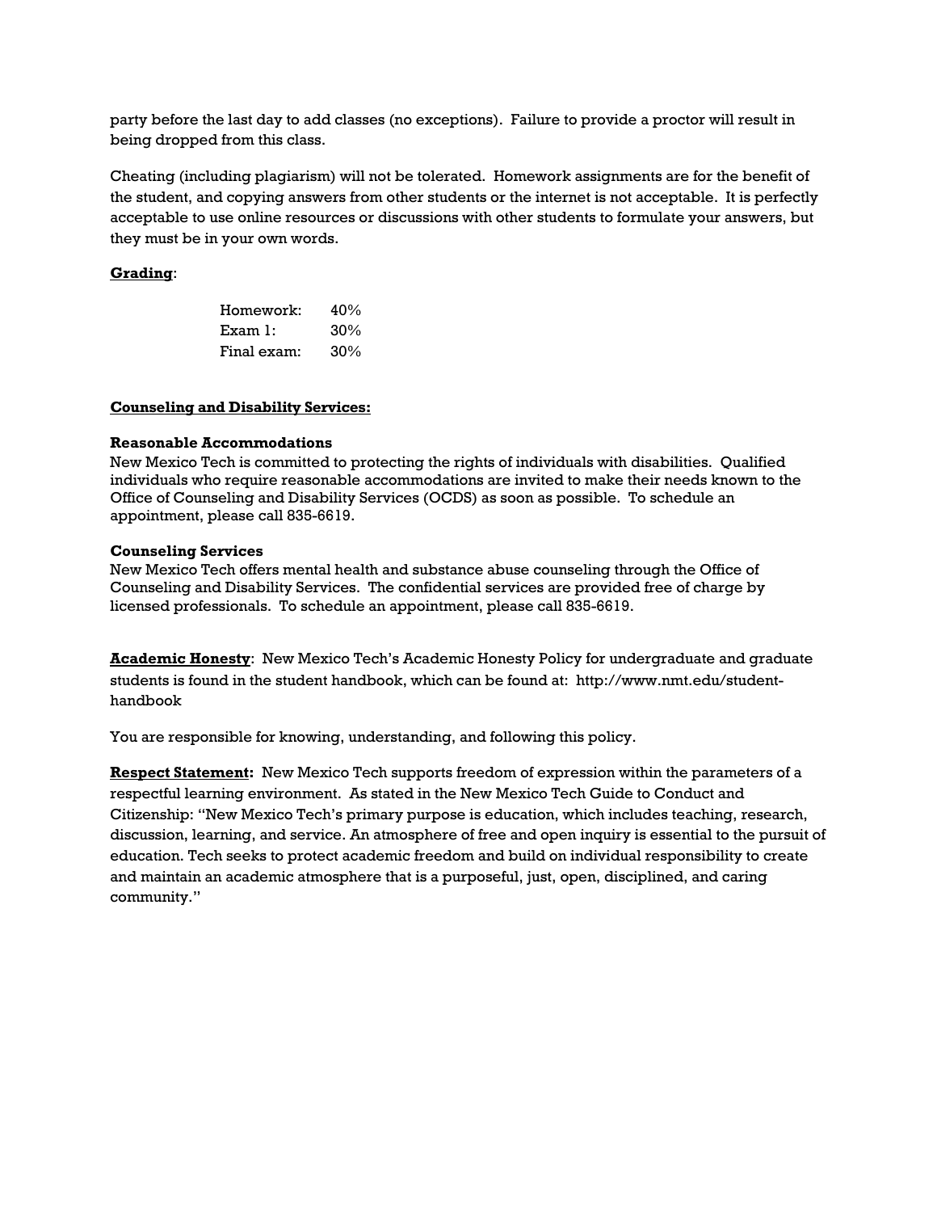party before the last day to add classes (no exceptions). Failure to provide a proctor will result in being dropped from this class.

Cheating (including plagiarism) will not be tolerated. Homework assignments are for the benefit of the student, and copying answers from other students or the internet is not acceptable. It is perfectly acceptable to use online resources or discussions with other students to formulate your answers, but they must be in your own words.

**Grading**:

| | |
|---|---|
| Homework: | 40% |
| Exam 1: | 30% |
| Final exam: | 30% |

**Counseling and Disability Services:**

**Reasonable Accommodations**
New Mexico Tech is committed to protecting the rights of individuals with disabilities. Qualified individuals who require reasonable accommodations are invited to make their needs known to the Office of Counseling and Disability Services (OCDS) as soon as possible. To schedule an appointment, please call 835-6619.

**Counseling Services**
New Mexico Tech offers mental health and substance abuse counseling through the Office of Counseling and Disability Services. The confidential services are provided free of charge by licensed professionals. To schedule an appointment, please call 835-6619.

**Academic Honesty**: New Mexico Tech's Academic Honesty Policy for undergraduate and graduate students is found in the student handbook, which can be found at: http://www.nmt.edu/student-handbook

You are responsible for knowing, understanding, and following this policy.

**Respect Statement:** New Mexico Tech supports freedom of expression within the parameters of a respectful learning environment. As stated in the New Mexico Tech Guide to Conduct and Citizenship: "New Mexico Tech's primary purpose is education, which includes teaching, research, discussion, learning, and service. An atmosphere of free and open inquiry is essential to the pursuit of education. Tech seeks to protect academic freedom and build on individual responsibility to create and maintain an academic atmosphere that is a purposeful, just, open, disciplined, and caring community."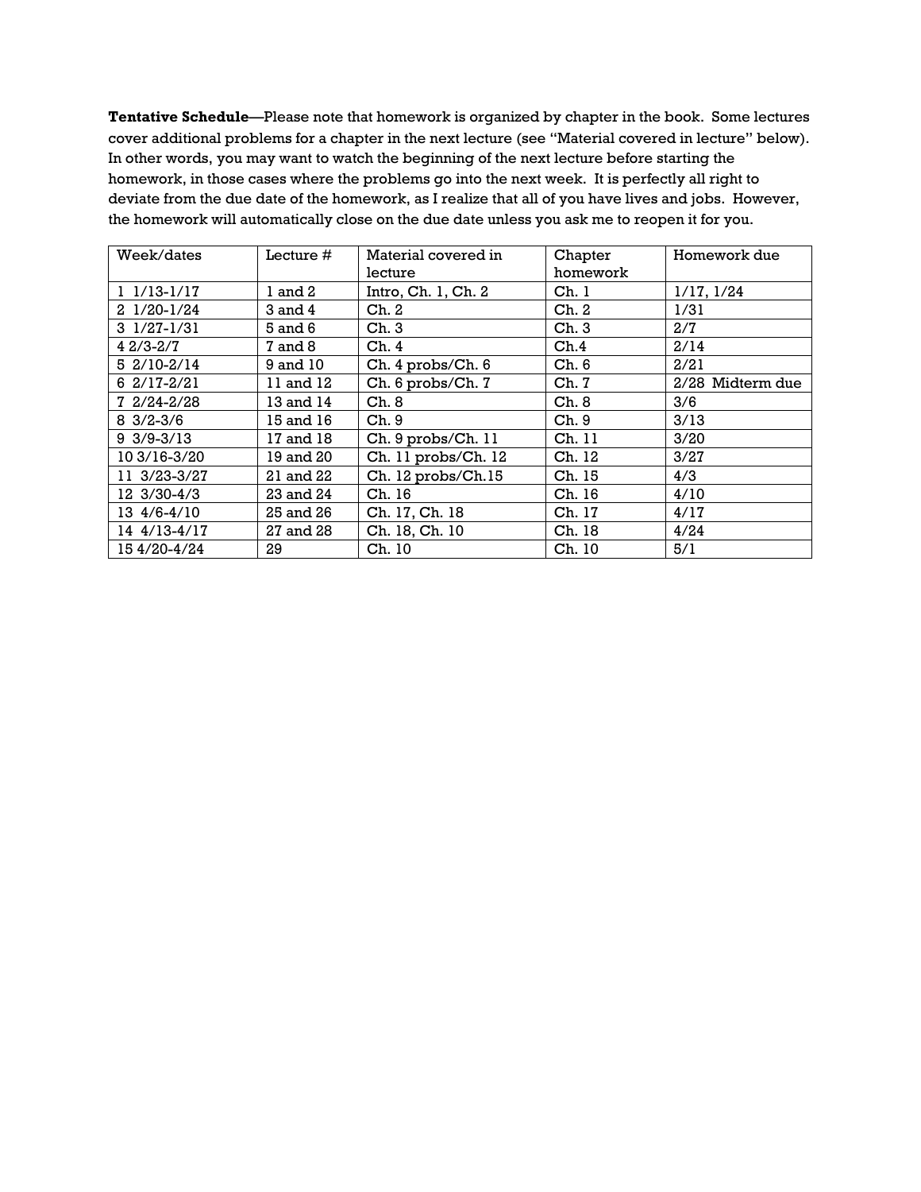**Tentative Schedule**—Please note that homework is organized by chapter in the book. Some lectures cover additional problems for a chapter in the next lecture (see "Material covered in lecture" below). In other words, you may want to watch the beginning of the next lecture before starting the homework, in those cases where the problems go into the next week. It is perfectly all right to deviate from the due date of the homework, as I realize that all of you have lives and jobs. However, the homework will automatically close on the due date unless you ask me to reopen it for you.

| Week/dates | Lecture # | Material covered in lecture | Chapter homework | Homework due |
|---|---|---|---|---|
| 1 1/13-1/17 | 1 and 2 | Intro, Ch. 1, Ch. 2 | Ch. 1 | 1/17, 1/24 |
| 2 1/20-1/24 | 3 and 4 | Ch. 2 | Ch. 2 | 1/31 |
| 3 1/27-1/31 | 5 and 6 | Ch. 3 | Ch. 3 | 2/7 |
| 4 2/3-2/7 | 7 and 8 | Ch. 4 | Ch.4 | 2/14 |
| 5 2/10-2/14 | 9 and 10 | Ch. 4 probs/Ch. 6 | Ch. 6 | 2/21 |
| 6 2/17-2/21 | 11 and 12 | Ch. 6 probs/Ch. 7 | Ch. 7 | 2/28 Midterm due |
| 7 2/24-2/28 | 13 and 14 | Ch. 8 | Ch. 8 | 3/6 |
| 8 3/2-3/6 | 15 and 16 | Ch. 9 | Ch. 9 | 3/13 |
| 9 3/9-3/13 | 17 and 18 | Ch. 9 probs/Ch. 11 | Ch. 11 | 3/20 |
| 10 3/16-3/20 | 19 and 20 | Ch. 11 probs/Ch. 12 | Ch. 12 | 3/27 |
| 11 3/23-3/27 | 21 and 22 | Ch. 12 probs/Ch.15 | Ch. 15 | 4/3 |
| 12 3/30-4/3 | 23 and 24 | Ch. 16 | Ch. 16 | 4/10 |
| 13 4/6-4/10 | 25 and 26 | Ch. 17, Ch. 18 | Ch. 17 | 4/17 |
| 14 4/13-4/17 | 27 and 28 | Ch. 18, Ch. 10 | Ch. 18 | 4/24 |
| 15 4/20-4/24 | 29 | Ch. 10 | Ch. 10 | 5/1 |